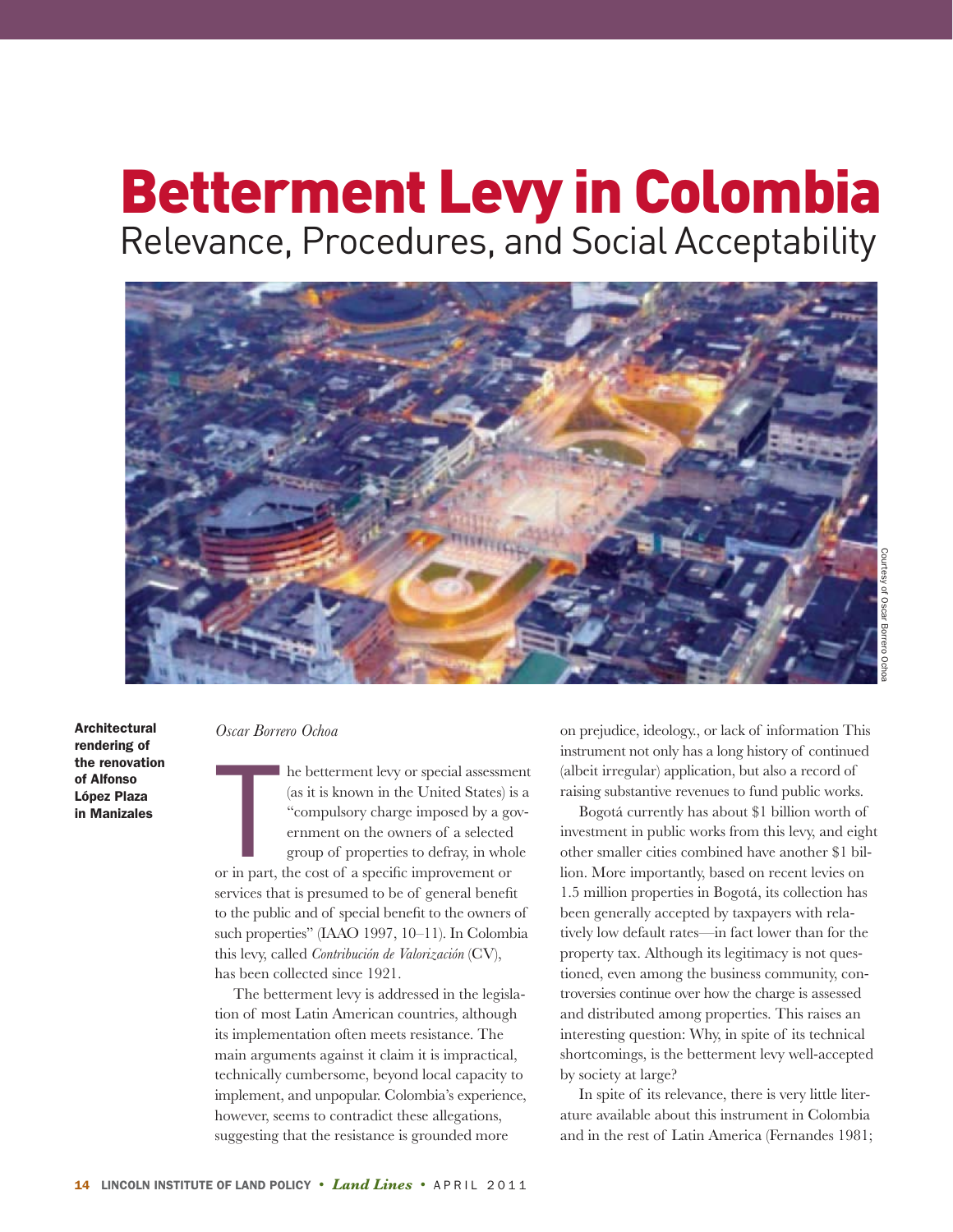# Betterment Levy in Colombia

## Relevance, Procedures, and Social Acceptability

Courtesy of Oscar Borrero Ochoa

**Architectural rendering of the renovation of Alfonso López Plaza in Manizales**

*Oscar Borrero Ochoa*

The betterment levy or special assessment (as it is known in the United States) is a "compulsory charge imposed by a government on the owners of a selected group of properties to defray, in whole or in part, the cost of a specific improvement or services that is presumed to be of general benefit to the public and of special benefit to the owners of such properties" (IAAO 1997, 10–11). In Colombia this levy, called *Contribución de Valorización* (CV), has been collected since 1921.

The betterment levy is addressed in the legislation of most Latin American countries, although its implementation often meets resistance. The main arguments against it claim it is impractical, technically cumbersome, beyond local capacity to implement, and unpopular. Colombia's experience, however, seems to contradict these allegations, suggesting that the resistance is grounded more on prejudice, ideology., or lack of information This instrument not only has a long history of continued (albeit irregular) application, but also a record of raising substantive revenues to fund public works.

Bogotá currently has about $1 billion worth of investment in public works from this levy, and eight other smaller cities combined have another $1 billion. More importantly, based on recent levies on 1.5 million properties in Bogotá, its collection has been generally accepted by taxpayers with relatively low default rates—in fact lower than for the property tax. Although its legitimacy is not questioned, even among the business community, controversies continue over how the charge is assessed and distributed among properties. This raises an interesting question: Why, in spite of its technical shortcomings, is the betterment levy well-accepted by society at large?

In spite of its relevance, there is very little literature available about this instrument in Colombia and in the rest of Latin America (Fernandes 1981;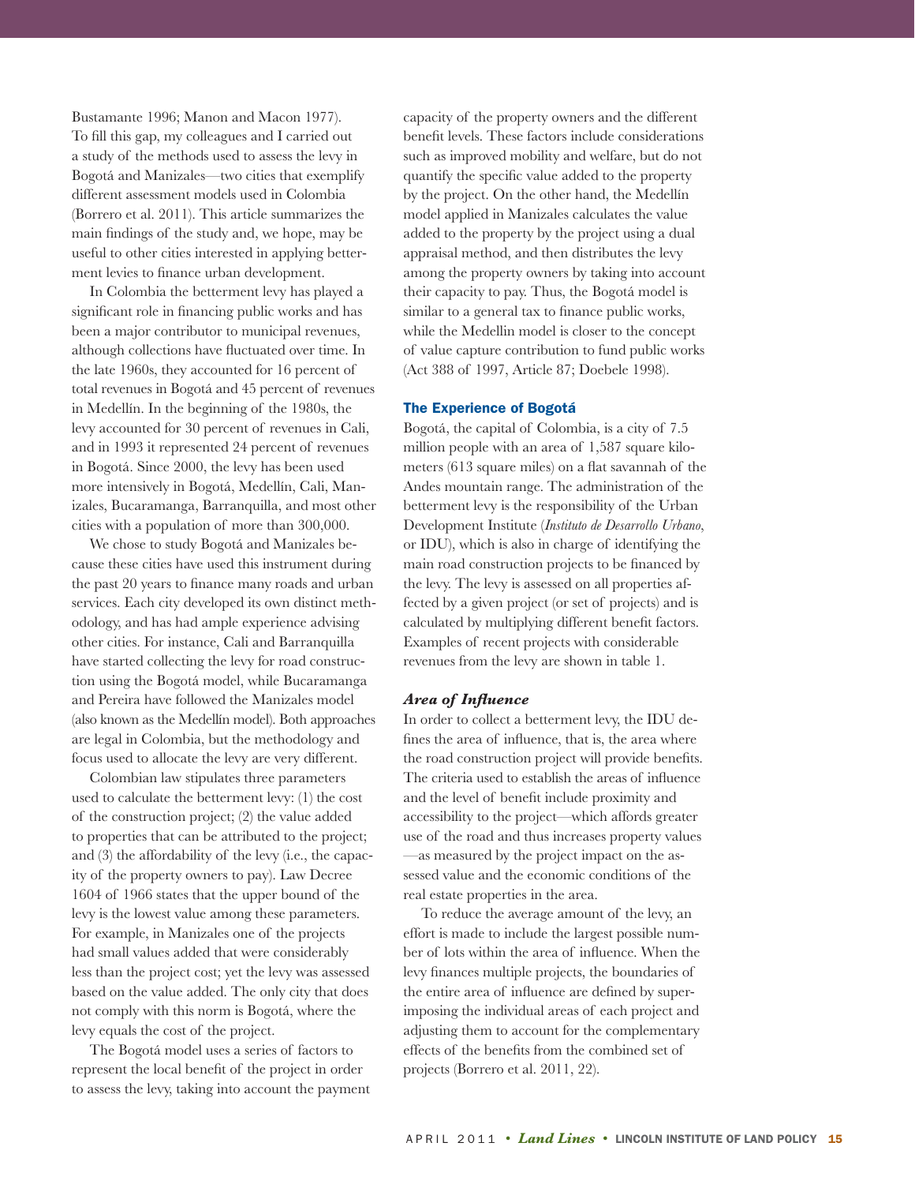Bustamante 1996; Manon and Macon 1977). To fill this gap, my colleagues and I carried out a study of the methods used to assess the levy in Bogotá and Manizales—two cities that exemplify different assessment models used in Colombia (Borrero et al. 2011). This article summarizes the main findings of the study and, we hope, may be useful to other cities interested in applying betterment levies to finance urban development.

In Colombia the betterment levy has played a significant role in financing public works and has been a major contributor to municipal revenues, although collections have fluctuated over time. In the late 1960s, they accounted for 16 percent of total revenues in Bogotá and 45 percent of revenues in Medellín. In the beginning of the 1980s, the levy accounted for 30 percent of revenues in Cali, and in 1993 it represented 24 percent of revenues in Bogotá. Since 2000, the levy has been used more intensively in Bogotá, Medellín, Cali, Manizales, Bucaramanga, Barranquilla, and most other cities with a population of more than 300,000.

We chose to study Bogotá and Manizales because these cities have used this instrument during the past 20 years to finance many roads and urban services. Each city developed its own distinct methodology, and has had ample experience advising other cities. For instance, Cali and Barranquilla have started collecting the levy for road construction using the Bogotá model, while Bucaramanga and Pereira have followed the Manizales model (also known as the Medellín model). Both approaches are legal in Colombia, but the methodology and focus used to allocate the levy are very different.

Colombian law stipulates three parameters used to calculate the betterment levy: (1) the cost of the construction project; (2) the value added to properties that can be attributed to the project; and (3) the affordability of the levy (i.e., the capacity of the property owners to pay). Law Decree 1604 of 1966 states that the upper bound of the levy is the lowest value among these parameters. For example, in Manizales one of the projects had small values added that were considerably less than the project cost; yet the levy was assessed based on the value added. The only city that does not comply with this norm is Bogotá, where the levy equals the cost of the project.

The Bogotá model uses a series of factors to represent the local benefit of the project in order to assess the levy, taking into account the payment capacity of the property owners and the different benefit levels. These factors include considerations such as improved mobility and welfare, but do not quantify the specific value added to the property by the project. On the other hand, the Medellín model applied in Manizales calculates the value added to the property by the project using a dual appraisal method, and then distributes the levy among the property owners by taking into account their capacity to pay. Thus, the Bogotá model is similar to a general tax to finance public works, while the Medellin model is closer to the concept of value capture contribution to fund public works (Act 388 of 1997, Article 87; Doebele 1998).

## The Experience of Bogotá

Bogotá, the capital of Colombia, is a city of 7.5 million people with an area of 1,587 square kilometers (613 square miles) on a flat savannah of the Andes mountain range. The administration of the betterment levy is the responsibility of the Urban Development Institute (*Instituto de Desarrollo Urbano*, or IDU), which is also in charge of identifying the main road construction projects to be financed by the levy. The levy is assessed on all properties affected by a given project (or set of projects) and is calculated by multiplying different benefit factors. Examples of recent projects with considerable revenues from the levy are shown in table 1.

### *Area of Influence*

In order to collect a betterment levy, the IDU defines the area of influence, that is, the area where the road construction project will provide benefits. The criteria used to establish the areas of influence and the level of benefit include proximity and accessibility to the project—which affords greater use of the road and thus increases property values—as measured by the project impact on the assessed value and the economic conditions of the real estate properties in the area.

To reduce the average amount of the levy, an effort is made to include the largest possible number of lots within the area of influence. When the levy finances multiple projects, the boundaries of the entire area of influence are defined by superimposing the individual areas of each project and adjusting them to account for the complementary effects of the benefits from the combined set of projects (Borrero et al. 2011, 22).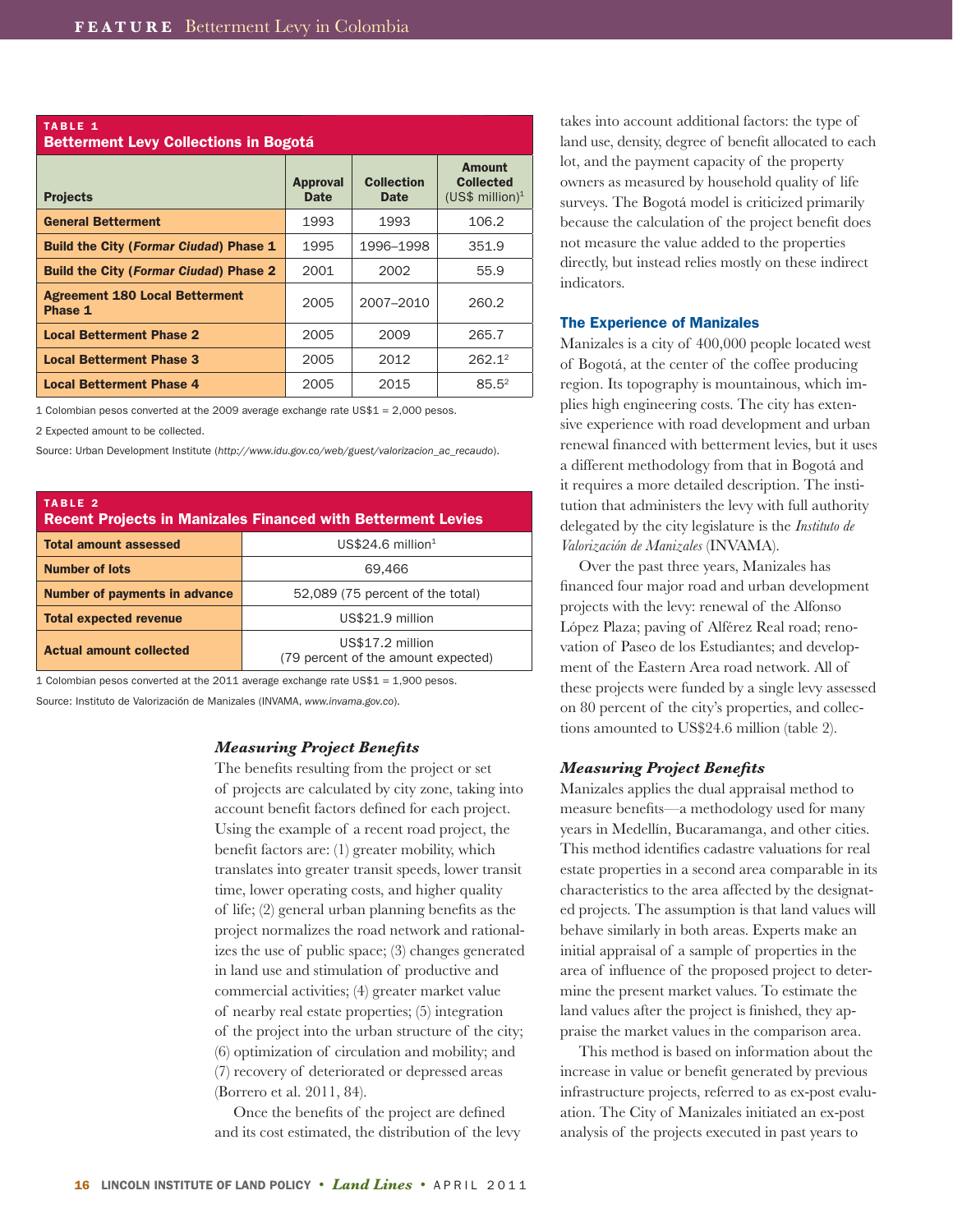**TABLE 1**
**Betterment Levy Collections in Bogotá**

| Projects | Approval Date | Collection Date | Amount Collected (US$ million)[1] |
|---|---|---|---|
| **General Betterment** | 1993 | 1993 | 106.2 |
| **Build the City (*Formar Ciudad*) Phase 1** | 1995 | 1996–1998 | 351.9 |
| **Build the City (*Formar Ciudad*) Phase 2** | 2001 | 2002 | 55.9 |
| **Agreement 180 Local Betterment Phase 1** | 2005 | 2007–2010 | 260.2 |
| **Local Betterment Phase 2** | 2005 | 2009 | 265.7 |
| **Local Betterment Phase 3** | 2005 | 2012 | 262.1[2] |
| **Local Betterment Phase 4** | 2005 | 2015 | 85.5[2] |

1 Colombian pesos converted at the 2009 average exchange rate US$1 = 2,000 pesos.

2 Expected amount to be collected.

Source: Urban Development Institute (*http://www.idu.gov.co/web/guest/valorizacion_ac_recaudo*).

**TABLE 2**
**Recent Projects in Manizales Financed with Betterment Levies**

| | |
|---|---|
| **Total amount assessed** | US$24.6 million[1] |
| **Number of lots** | 69,466 |
| **Number of payments in advance** | 52,089 (75 percent of the total) |
| **Total expected revenue** | US$21.9 million |
| **Actual amount collected** | US$17.2 million (79 percent of the amount expected) |

1 Colombian pesos converted at the 2011 average exchange rate US$1 = 1,900 pesos.

Source: Instituto de Valorización de Manizales (INVAMA, *www.invama.gov.co*).

### *Measuring Project Benefits*

The benefits resulting from the project or set of projects are calculated by city zone, taking into account benefit factors defined for each project. Using the example of a recent road project, the benefit factors are: (1) greater mobility, which translates into greater transit speeds, lower transit time, lower operating costs, and higher quality of life; (2) general urban planning benefits as the project normalizes the road network and rationalizes the use of public space; (3) changes generated in land use and stimulation of productive and commercial activities; (4) greater market value of nearby real estate properties; (5) integration of the project into the urban structure of the city; (6) optimization of circulation and mobility; and (7) recovery of deteriorated or depressed areas (Borrero et al. 2011, 84).

Once the benefits of the project are defined and its cost estimated, the distribution of the levy takes into account additional factors: the type of land use, density, degree of benefit allocated to each lot, and the payment capacity of the property owners as measured by household quality of life surveys. The Bogotá model is criticized primarily because the calculation of the project benefit does not measure the value added to the properties directly, but instead relies mostly on these indirect indicators.

## The Experience of Manizales

Manizales is a city of 400,000 people located west of Bogotá, at the center of the coffee producing region. Its topography is mountainous, which implies high engineering costs. The city has extensive experience with road development and urban renewal financed with betterment levies, but it uses a different methodology from that in Bogotá and it requires a more detailed description. The institution that administers the levy with full authority delegated by the city legislature is the *Instituto de Valorización de Manizales* (INVAMA).

Over the past three years, Manizales has financed four major road and urban development projects with the levy: renewal of the Alfonso López Plaza; paving of Alférez Real road; renovation of Paseo de los Estudiantes; and development of the Eastern Area road network. All of these projects were funded by a single levy assessed on 80 percent of the city's properties, and collections amounted to US$24.6 million (table 2).

### *Measuring Project Benefits*

Manizales applies the dual appraisal method to measure benefits—a methodology used for many years in Medellín, Bucaramanga, and other cities. This method identifies cadastre valuations for real estate properties in a second area comparable in its characteristics to the area affected by the designated projects. The assumption is that land values will behave similarly in both areas. Experts make an initial appraisal of a sample of properties in the area of influence of the proposed project to determine the present market values. To estimate the land values after the project is finished, they appraise the market values in the comparison area.

This method is based on information about the increase in value or benefit generated by previous infrastructure projects, referred to as ex-post evaluation. The City of Manizales initiated an ex-post analysis of the projects executed in past years to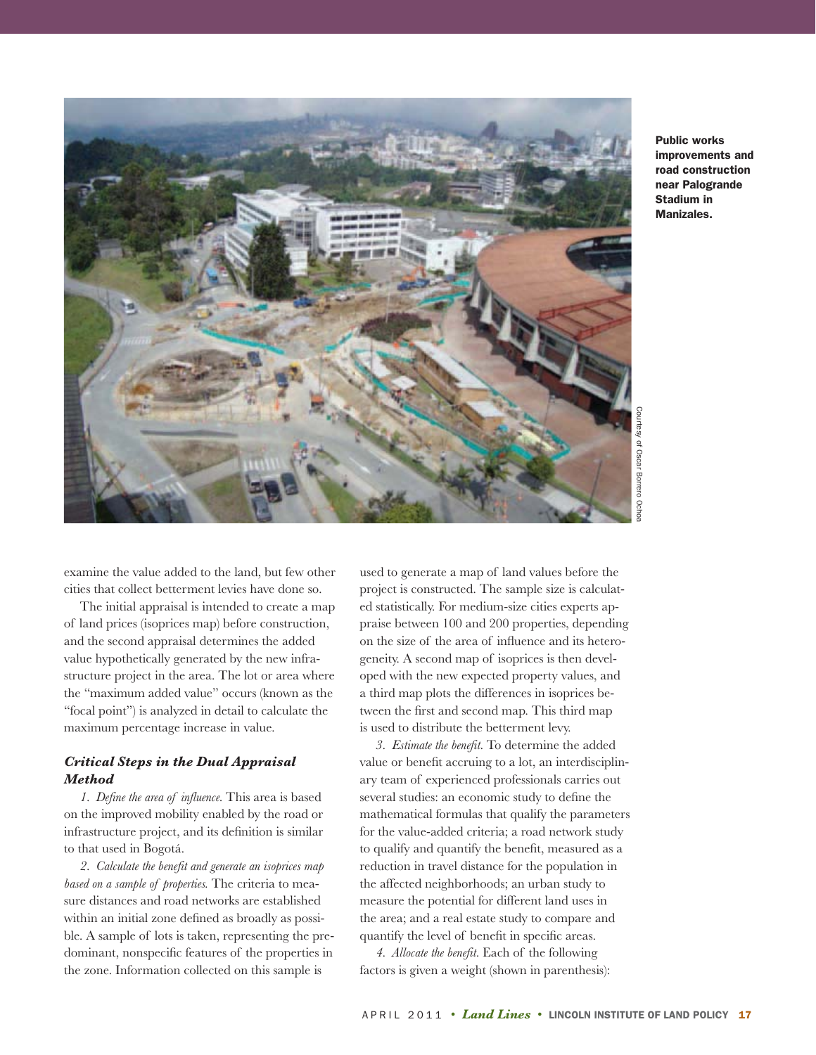Public works improvements and road construction near Palogrande Stadium in Manizales.

Courtesy of Oscar Borrero Ochoa

examine the value added to the land, but few other cities that collect betterment levies have done so.

The initial appraisal is intended to create a map of land prices (isoprices map) before construction, and the second appraisal determines the added value hypothetically generated by the new infrastructure project in the area. The lot or area where the "maximum added value" occurs (known as the "focal point") is analyzed in detail to calculate the maximum percentage increase in value.

### *Critical Steps in the Dual Appraisal Method*

*1. Define the area of influence.* This area is based on the improved mobility enabled by the road or infrastructure project, and its definition is similar to that used in Bogotá.

*2. Calculate the benefit and generate an isoprices map based on a sample of properties.* The criteria to measure distances and road networks are established within an initial zone defined as broadly as possible. A sample of lots is taken, representing the predominant, nonspecific features of the properties in the zone. Information collected on this sample is used to generate a map of land values before the project is constructed. The sample size is calculated statistically. For medium-size cities experts appraise between 100 and 200 properties, depending on the size of the area of influence and its heterogeneity. A second map of isoprices is then developed with the new expected property values, and a third map plots the differences in isoprices between the first and second map. This third map is used to distribute the betterment levy.

*3. Estimate the benefit.* To determine the added value or benefit accruing to a lot, an interdisciplinary team of experienced professionals carries out several studies: an economic study to define the mathematical formulas that qualify the parameters for the value-added criteria; a road network study to qualify and quantify the benefit, measured as a reduction in travel distance for the population in the affected neighborhoods; an urban study to measure the potential for different land uses in the area; and a real estate study to compare and quantify the level of benefit in specific areas.

*4. Allocate the benefit.* Each of the following factors is given a weight (shown in parenthesis):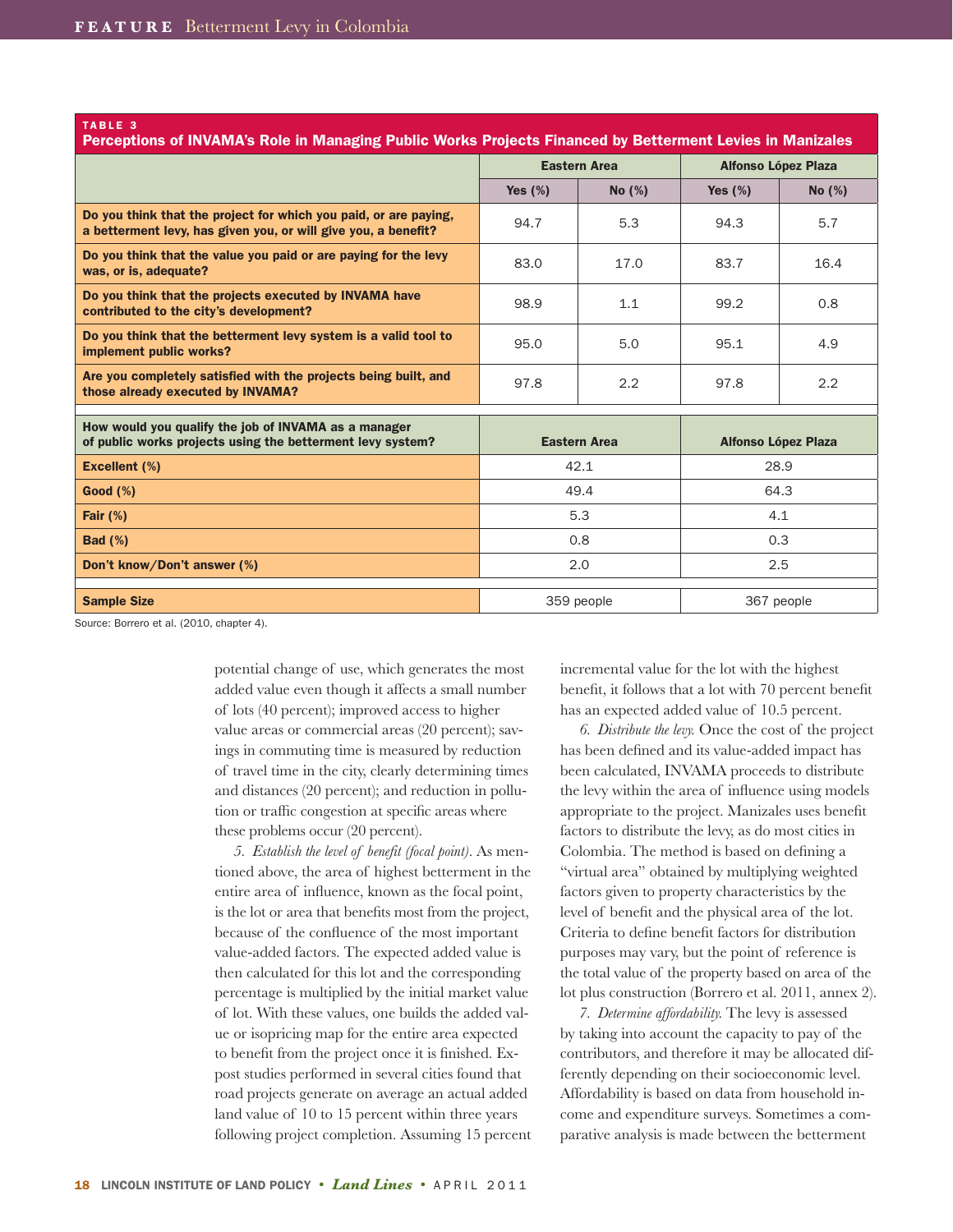**TABLE 3**
**Perceptions of INVAMA's Role in Managing Public Works Projects Financed by Betterment Levies in Manizales**

| | Eastern Area | | Alfonso López Plaza | |
|---|---|---|---|---|
| | Yes (%) | No (%) | Yes (%) | No (%) |
| **Do you think that the project for which you paid, or are paying, a betterment levy, has given you, or will give you, a benefit?** | 94.7 | 5.3 | 94.3 | 5.7 |
| **Do you think that the value you paid or are paying for the levy was, or is, adequate?** | 83.0 | 17.0 | 83.7 | 16.4 |
| **Do you think that the projects executed by INVAMA have contributed to the city's development?** | 98.9 | 1.1 | 99.2 | 0.8 |
| **Do you think that the betterment levy system is a valid tool to implement public works?** | 95.0 | 5.0 | 95.1 | 4.9 |
| **Are you completely satisfied with the projects being built, and those already executed by INVAMA?** | 97.8 | 2.2 | 97.8 | 2.2 |
| **How would you qualify the job of INVAMA as a manager of public works projects using the betterment levy system?** | Eastern Area | | Alfonso López Plaza | |
| **Excellent (%)** | 42.1 | | 28.9 | |
| **Good (%)** | 49.4 | | 64.3 | |
| **Fair (%)** | 5.3 | | 4.1 | |
| **Bad (%)** | 0.8 | | 0.3 | |
| **Don't know/Don't answer (%)** | 2.0 | | 2.5 | |
| **Sample Size** | 359 people | | 367 people | |

Source: Borrero et al. (2010, chapter 4).

potential change of use, which generates the most added value even though it affects a small number of lots (40 percent); improved access to higher value areas or commercial areas (20 percent); savings in commuting time is measured by reduction of travel time in the city, clearly determining times and distances (20 percent); and reduction in pollution or traffic congestion at specific areas where these problems occur (20 percent).

*5. Establish the level of benefit (focal point).* As mentioned above, the area of highest betterment in the entire area of influence, known as the focal point, is the lot or area that benefits most from the project, because of the confluence of the most important value-added factors. The expected added value is then calculated for this lot and the corresponding percentage is multiplied by the initial market value of lot. With these values, one builds the added value or isopricing map for the entire area expected to benefit from the project once it is finished. Ex-post studies performed in several cities found that road projects generate on average an actual added land value of 10 to 15 percent within three years following project completion. Assuming 15 percent incremental value for the lot with the highest benefit, it follows that a lot with 70 percent benefit has an expected added value of 10.5 percent.

*6. Distribute the levy.* Once the cost of the project has been defined and its value-added impact has been calculated, INVAMA proceeds to distribute the levy within the area of influence using models appropriate to the project. Manizales uses benefit factors to distribute the levy, as do most cities in Colombia. The method is based on defining a "virtual area" obtained by multiplying weighted factors given to property characteristics by the level of benefit and the physical area of the lot. Criteria to define benefit factors for distribution purposes may vary, but the point of reference is the total value of the property based on area of the lot plus construction (Borrero et al. 2011, annex 2).

*7. Determine affordability.* The levy is assessed by taking into account the capacity to pay of the contributors, and therefore it may be allocated differently depending on their socioeconomic level. Affordability is based on data from household income and expenditure surveys. Sometimes a comparative analysis is made between the betterment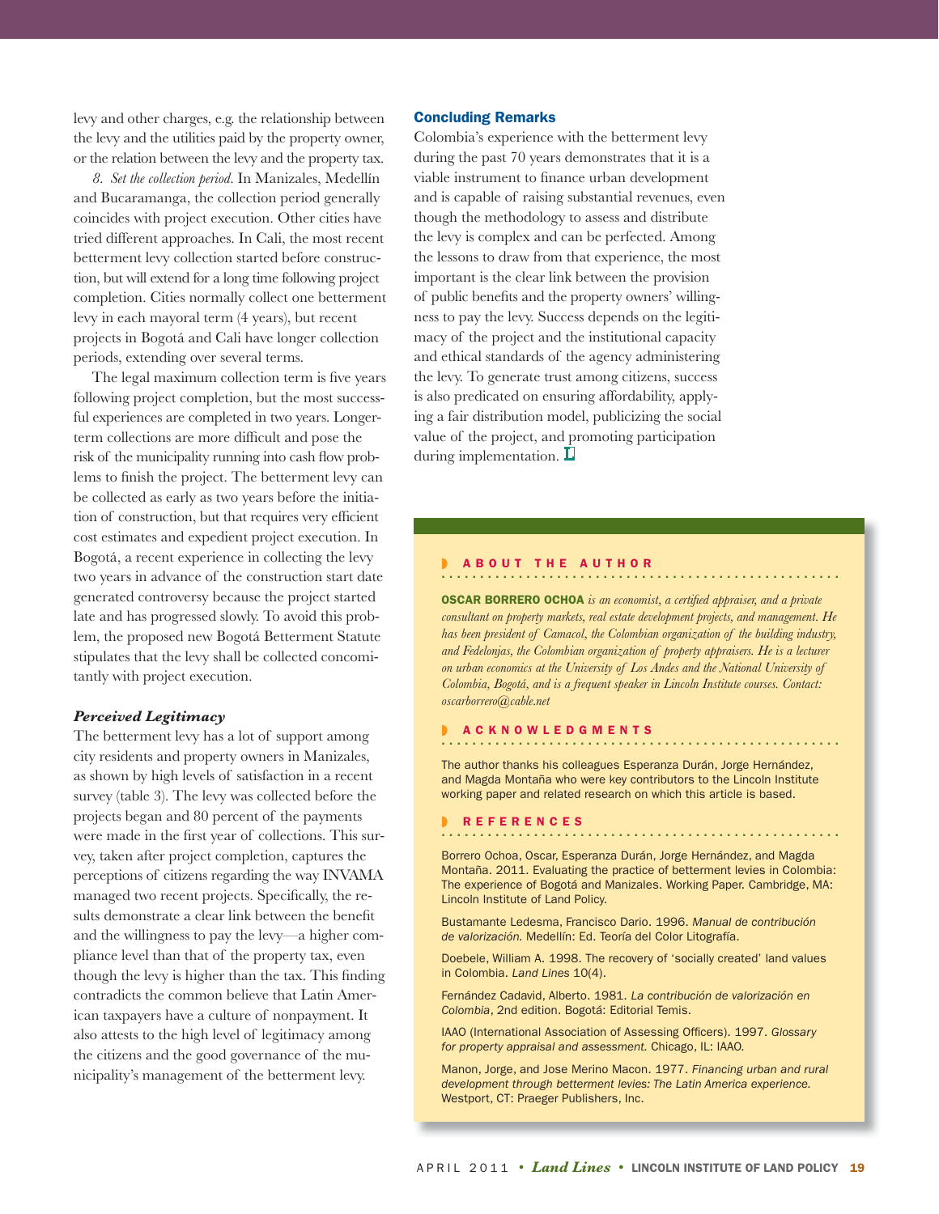levy and other charges, e.g. the relationship between the levy and the utilities paid by the property owner, or the relation between the levy and the property tax.

*8. Set the collection period.* In Manizales, Medellín and Bucaramanga, the collection period generally coincides with project execution. Other cities have tried different approaches. In Cali, the most recent betterment levy collection started before construction, but will extend for a long time following project completion. Cities normally collect one betterment levy in each mayoral term (4 years), but recent projects in Bogotá and Cali have longer collection periods, extending over several terms.

The legal maximum collection term is five years following project completion, but the most successful experiences are completed in two years. Longer-term collections are more difficult and pose the risk of the municipality running into cash flow problems to finish the project. The betterment levy can be collected as early as two years before the initiation of construction, but that requires very efficient cost estimates and expedient project execution. In Bogotá, a recent experience in collecting the levy two years in advance of the construction start date generated controversy because the project started late and has progressed slowly. To avoid this problem, the proposed new Bogotá Betterment Statute stipulates that the levy shall be collected concomitantly with project execution.

#### *Perceived Legitimacy*

The betterment levy has a lot of support among city residents and property owners in Manizales, as shown by high levels of satisfaction in a recent survey (table 3). The levy was collected before the projects began and 80 percent of the payments were made in the first year of collections. This survey, taken after project completion, captures the perceptions of citizens regarding the way INVAMA managed two recent projects. Specifically, the results demonstrate a clear link between the benefit and the willingness to pay the levy—a higher compliance level than that of the property tax, even though the levy is higher than the tax. This finding contradicts the common believe that Latin American taxpayers have a culture of nonpayment. It also attests to the high level of legitimacy among the citizens and the good governance of the municipality's management of the betterment levy.

### Concluding Remarks

Colombia's experience with the betterment levy during the past 70 years demonstrates that it is a viable instrument to finance urban development and is capable of raising substantial revenues, even though the methodology to assess and distribute the levy is complex and can be perfected. Among the lessons to draw from that experience, the most important is the clear link between the provision of public benefits and the property owners' willingness to pay the levy. Success depends on the legitimacy of the project and the institutional capacity and ethical standards of the agency administering the levy. To generate trust among citizens, success is also predicated on ensuring affordability, applying a fair distribution model, publicizing the social value of the project, and promoting participation during implementation.

#### ABOUT THE AUTHOR

**OSCAR BORRERO OCHOA** *is an economist, a certified appraiser, and a private consultant on property markets, real estate development projects, and management. He has been president of Camacol, the Colombian organization of the building industry, and Fedelonjas, the Colombian organization of property appraisers. He is a lecturer on urban economics at the University of Los Andes and the National University of Colombia, Bogotá, and is a frequent speaker in Lincoln Institute courses. Contact: oscarborrero@cable.net*

#### ACKNOWLEDGMENTS

The author thanks his colleagues Esperanza Durán, Jorge Hernández, and Magda Montaña who were key contributors to the Lincoln Institute working paper and related research on which this article is based.

#### REFERENCES

Borrero Ochoa, Oscar, Esperanza Durán, Jorge Hernández, and Magda Montaña. 2011. Evaluating the practice of betterment levies in Colombia: The experience of Bogotá and Manizales. Working Paper. Cambridge, MA: Lincoln Institute of Land Policy.

Bustamante Ledesma, Francisco Dario. 1996. *Manual de contribución de valorización.* Medellín: Ed. Teoría del Color Litografía.

Doebele, William A. 1998. The recovery of 'socially created' land values in Colombia. *Land Lines* 10(4).

Fernández Cadavid, Alberto. 1981. *La contribución de valorización en Colombia*, 2nd edition. Bogotá: Editorial Temis.

IAAO (International Association of Assessing Officers). 1997. *Glossary for property appraisal and assessment.* Chicago, IL: IAAO.

Manon, Jorge, and Jose Merino Macon. 1977. *Financing urban and rural development through betterment levies: The Latin America experience.* Westport, CT: Praeger Publishers, Inc.